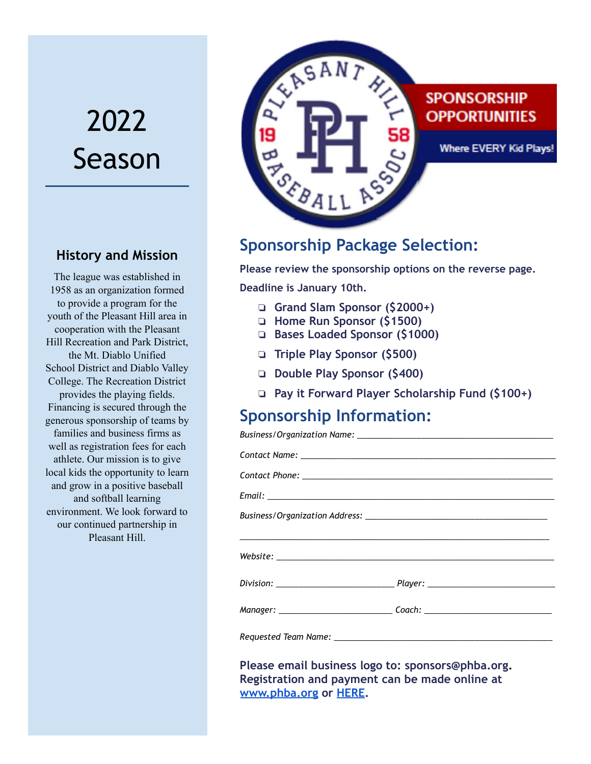# 2022 Season

## History and Mission

The league was established in 1958 as an organization formed to provide a program for the youth of the Pleasant Hill area in cooperation with the Pleasant Hill Recreation and Park District, the Mt. Diablo Unified School District and Diablo Valley College. The Recreation District provides the playing fields. Financing is secured through the generous sponsorship of teams by families and business firms as well as registration fees for each athlete. Our mission is to give local kids the opportunity to learn and grow in a positive baseball and softball learning environment. We look forward to our continued partnership in Pleasant Hill.

PLEASANT HILL 19 PH 58 BASEBALL ASSOC

**SPONSORSHIP OPPORTUNITIES**

**Where EVERY Kid Plays!**

## Sponsorship Package Selection:

**Please review the sponsorship options on the reverse page.**

**Deadline is January 10th.**

- ❑ **Grand Slam Sponsor ($2000+)**
- ❑ **Home Run Sponsor ($1500)**
- ❑ **Bases Loaded Sponsor ($1000)**
- ❑ **Triple Play Sponsor ($500)**
- ❑ **Double Play Sponsor ($400)**
- ❑ **Pay it Forward Player Scholarship Fund ($100+)**

## Sponsorship Information:

*Business/Organization Name:* ______________________________________

*Contact Name:* ______________________________________________

*Contact Phone:* _____________________________________________

*Email:* _________________________________________________

*Business/Organization Address:* _________________________________

_________________________________________________________

*Website:* _________________________________________________

*Division:* ____________________ *Player:* ______________________

*Manager:* ____________________ *Coach:* ______________________

*Requested Team Name:* _______________________________________

**Please email business logo to: sponsors@phba.org. Registration and payment can be made online at [www.phba.org](http://www.phba.org) or HERE.**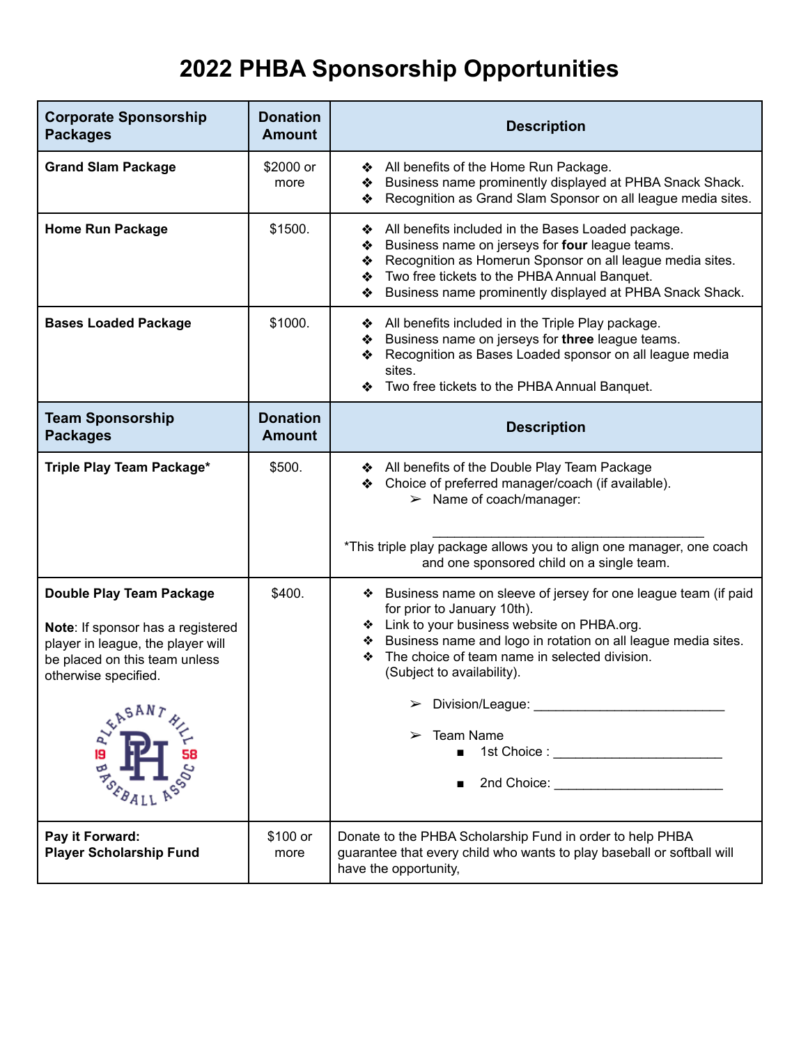# 2022 PHBA Sponsorship Opportunities

| **Corporate Sponsorship Packages** | **Donation Amount** | **Description** |
|---|---|---|
| **Grand Slam Package** | $2000 or more | ❖ All benefits of the Home Run Package.<br>❖ Business name prominently displayed at PHBA Snack Shack.<br>❖ Recognition as Grand Slam Sponsor on all league media sites. |
| **Home Run Package** | $1500. | ❖ All benefits included in the Bases Loaded package.<br>❖ Business name on jerseys for **four** league teams.<br>❖ Recognition as Homerun Sponsor on all league media sites.<br>❖ Two free tickets to the PHBA Annual Banquet.<br>❖ Business name prominently displayed at PHBA Snack Shack. |
| **Bases Loaded Package** | $1000. | ❖ All benefits included in the Triple Play package.<br>❖ Business name on jerseys for **three** league teams.<br>❖ Recognition as Bases Loaded sponsor on all league media sites.<br>❖ Two free tickets to the PHBA Annual Banquet. |
| **Team Sponsorship Packages** | **Donation Amount** | **Description** |
| **Triple Play Team Package*** | $500. | ❖ All benefits of the Double Play Team Package<br>❖ Choice of preferred manager/coach (if available).<br>➢ Name of coach/manager: ______________________<br><br>*This triple play package allows you to align one manager, one coach and one sponsored child on a single team. |
| **Double Play Team Package**<br><br>**Note**: If sponsor has a registered player in league, the player will be placed on this team unless otherwise specified. | $400. | ❖ Business name on sleeve of jersey for one league team (if paid for prior to January 10th).<br>❖ Link to your business website on PHBA.org.<br>❖ Business name and logo in rotation on all league media sites.<br>❖ The choice of team name in selected division. (Subject to availability).<br>➢ Division/League: ______________________<br>➢ Team Name<br>■ 1st Choice : ______________________<br>■ 2nd Choice: ______________________ |
| **Pay it Forward: Player Scholarship Fund** | $100 or more | Donate to the PHBA Scholarship Fund in order to help PHBA guarantee that every child who wants to play baseball or softball will have the opportunity, |